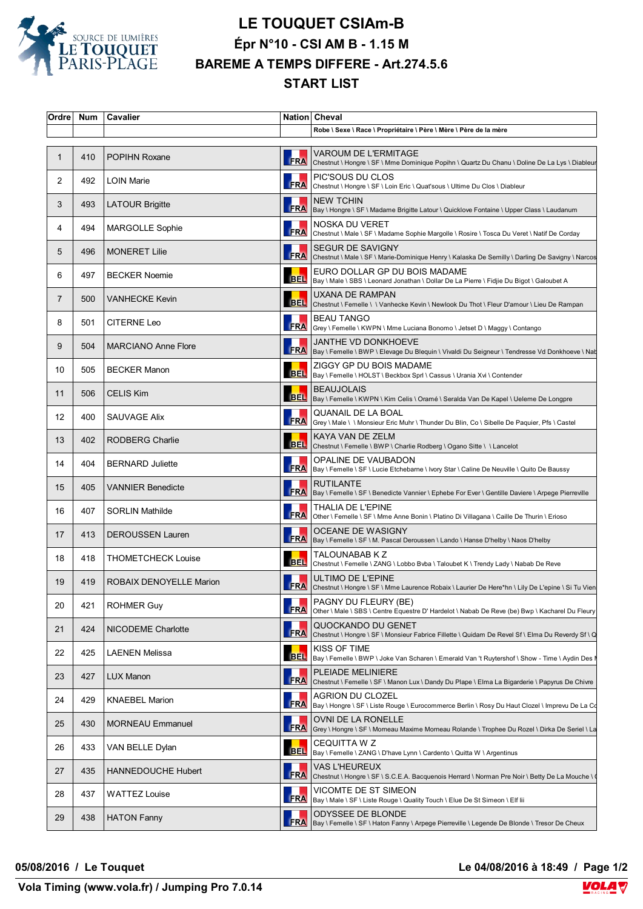# LE TOUQUET CSIAm-B

## Épr N°10 - CSI AM B - 1.15 M

## BAREME A TEMPS DIFFERE - Art.274.5.6

## START LIST

| Ordre | Num | Cavalier | Nation | Cheval |
|---|---|---|---|---|
| | | | | Robe \ Sexe \ Race \ Propriétaire \ Père \ Mère \ Père de la mère |
| 1 | 410 | POPIHN Roxane | FRA | VAROUM DE L'ERMITAGE<br>Chestnut \ Hongre \ SF \ Mme Dominique Popihn \ Quartz Du Chanu \ Doline De La Lys \ Diableur |
| 2 | 492 | LOIN Marie | FRA | PIC'SOUS DU CLOS<br>Chestnut \ Hongre \ SF \ Loin Eric \ Quat'sous \ Ultime Du Clos \ Diableur |
| 3 | 493 | LATOUR Brigitte | FRA | NEW TCHIN<br>Bay \ Hongre \ SF \ Madame Brigitte Latour \ Quicklove Fontaine \ Upper Class \ Laudanum |
| 4 | 494 | MARGOLLE Sophie | FRA | NOSKA DU VERET<br>Chestnut \ Male \ SF \ Madame Sophie Margolle \ Rosire \ Tosca Du Veret \ Natif De Corday |
| 5 | 496 | MONERET Lilie | FRA | SEGUR DE SAVIGNY<br>Chestnut \ Male \ SF \ Marie-Dominique Henry \ Kalaska De Semilly \ Darling De Savigny \ Narcos |
| 6 | 497 | BECKER Noemie | BEL | EURO DOLLAR GP DU BOIS MADAME<br>Bay \ Male \ SBS \ Leonard Jonathan \ Dollar De La Pierre \ Fidjie Du Bigot \ Galoubet A |
| 7 | 500 | VANHECKE Kevin | BEL | UXANA DE RAMPAN<br>Chestnut \ Femelle \ \ Vanhecke Kevin \ Newlook Du Thot \ Fleur D'amour \ Lieu De Rampan |
| 8 | 501 | CITERNE Leo | FRA | BEAU TANGO<br>Grey \ Femelle \ KWPN \ Mme Luciana Bonomo \ Jetset D \ Maggy \ Contango |
| 9 | 504 | MARCIANO Anne Flore | FRA | JANTHE VD DONKHOEVE<br>Bay \ Femelle \ BWP \ Elevage Du Blequin \ Vivaldi Du Seigneur \ Tendresse Vd Donkhoeve \ Nab |
| 10 | 505 | BECKER Manon | BEL | ZIGGY GP DU BOIS MADAME<br>Bay \ Femelle \ HOLST \ Beckbox Sprl \ Cassus \ Urania Xvi \ Contender |
| 11 | 506 | CELIS Kim | BEL | BEAUJOLAIS<br>Bay \ Femelle \ KWPN \ Kim Celis \ Oramé \ Seralda Van De Kapel \ Ueleme De Longpre |
| 12 | 400 | SAUVAGE Alix | FRA | QUANAIL DE LA BOAL<br>Grey \ Male \ \ Monsieur Eric Muhr \ Thunder Du Blin, Co \ Sibelle De Paquier, Pfs \ Castel |
| 13 | 402 | RODBERG Charlie | BEL | KAYA VAN DE ZELM<br>Chestnut \ Femelle \ BWP \ Charlie Rodberg \ Ogano Sitte \ \ Lancelot |
| 14 | 404 | BERNARD Juliette | FRA | OPALINE DE VAUBADON<br>Bay \ Femelle \ SF \ Lucie Etchebarne \ Ivory Star \ Caline De Neuville \ Quito De Baussy |
| 15 | 405 | VANNIER Benedicte | FRA | RUTILANTE<br>Bay \ Femelle \ SF \ Benedicte Vannier \ Ephebe For Ever \ Gentille Daviere \ Arpege Pierreville |
| 16 | 407 | SORLIN Mathilde | FRA | THALIA DE L'EPINE<br>Other \ Femelle \ SF \ Mme Anne Bonin \ Platino Di Villagana \ Caille De Thurin \ Erioso |
| 17 | 413 | DEROUSSEN Lauren | FRA | OCEANE DE WASIGNY<br>Bay \ Femelle \ SF \ M. Pascal Deroussen \ Lando \ Hanse D'helby \ Naos D'helby |
| 18 | 418 | THOMETCHECK Louise | BEL | TALOUNABAB K Z<br>Chestnut \ Femelle \ ZANG \ Lobbo Bvba \ Taloubet K \ Trendy Lady \ Nabab De Reve |
| 19 | 419 | ROBAIX DENOYELLE Marion | FRA | ULTIMO DE L'EPINE<br>Chestnut \ Hongre \ SF \ Mme Laurence Robaix \ Laurier De Here*hn \ Lily De L'epine \ Si Tu Vien |
| 20 | 421 | ROHMER Guy | FRA | PAGNY DU FLEURY (BE)<br>Other \ Male \ SBS \ Centre Equestre D' Hardelot \ Nabab De Reve (be) Bwp \ Kacharel Du Fleury |
| 21 | 424 | NICODEME Charlotte | FRA | QUOCKANDO DU GENET<br>Chestnut \ Hongre \ SF \ Monsieur Fabrice Fillette \ Quidam De Revel Sf \ Elma Du Reverdy Sf \ Q |
| 22 | 425 | LAENEN Melissa | BEL | KISS OF TIME<br>Bay \ Femelle \ BWP \ Joke Van Scharen \ Emerald Van 't Ruytershof \ Show - Time \ Aydin Des N |
| 23 | 427 | LUX Manon | FRA | PLEIADE MELINIERE<br>Chestnut \ Femelle \ SF \ Manon Lux \ Dandy Du Plape \ Elma La Bigarderie \ Papyrus De Chivre |
| 24 | 429 | KNAEBEL Marion | FRA | AGRION DU CLOZEL<br>Bay \ Hongre \ SF \ Liste Rouge \ Eurocommerce Berlin \ Rosy Du Haut Clozel \ Imprevu De La Co |
| 25 | 430 | MORNEAU Emmanuel | FRA | OVNI DE LA RONELLE<br>Grey \ Hongre \ SF \ Morneau Maxime Morneau Rolande \ Trophee Du Rozel \ Dirka De Seriel \ La |
| 26 | 433 | VAN BELLE Dylan | BEL | CEQUITTA W Z<br>Bay \ Femelle \ ZANG \ D'have Lynn \ Cardento \ Quitta W \ Argentinus |
| 27 | 435 | HANNEDOUCHE Hubert | FRA | VAS L'HEUREUX<br>Chestnut \ Hongre \ SF \ S.C.E.A. Bacquenois Herrard \ Norman Pre Noir \ Betty De La Mouche \ ( |
| 28 | 437 | WATTEZ Louise | FRA | VICOMTE DE ST SIMEON<br>Bay \ Male \ SF \ Liste Rouge \ Quality Touch \ Elue De St Simeon \ Elf Iii |
| 29 | 438 | HATON Fanny | FRA | ODYSSEE DE BLONDE<br>Bay \ Femelle \ SF \ Haton Fanny \ Arpege Pierreville \ Legende De Blonde \ Tresor De Cheux |

**05/08/2016 / Le Touquet** — **Le 04/08/2016 à 18:49**

**Vola Timing (www.vola.fr) / Jumping Pro 7.0.14**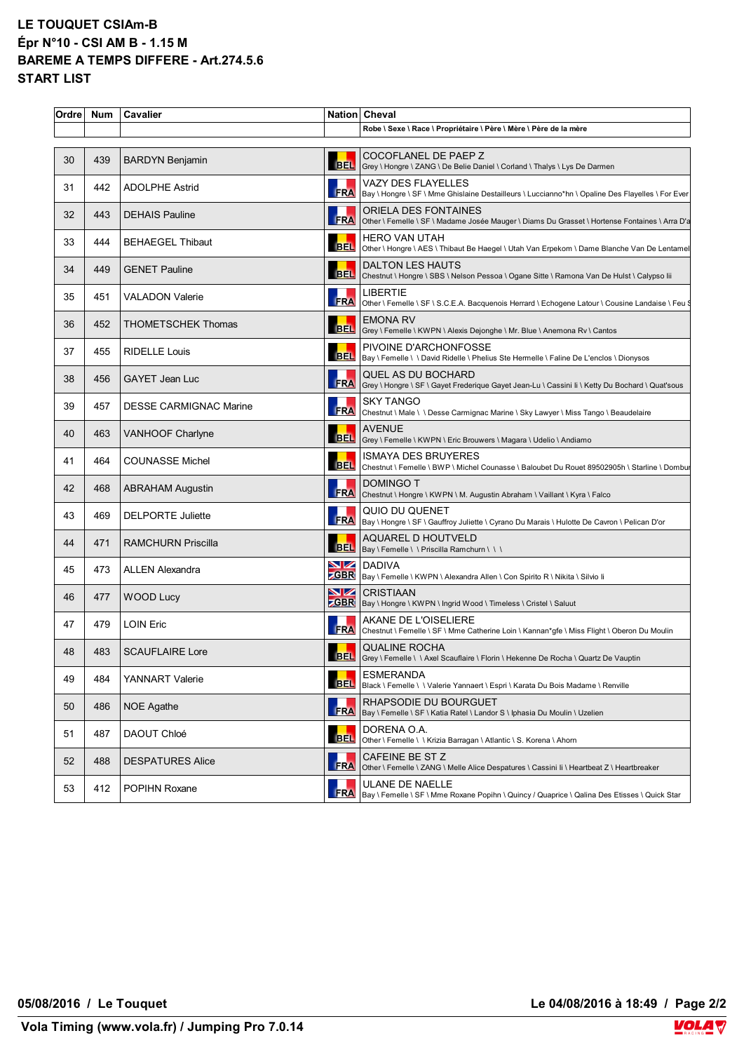# LE TOUQUET CSIAm-B
## Épr N°10 - CSI AM B - 1.15 M
## BAREME A TEMPS DIFFERE - Art.274.5.6
## START LIST

| Ordre | Num | Cavalier | Nation | Cheval |
|---|---|---|---|---|
| | | | | Robe \ Sexe \ Race \ Propriétaire \ Père \ Mère \ Père de la mère |
| 30 | 439 | BARDYN Benjamin | BEL | COCOFLANEL DE PAEP Z<br>Grey \ Hongre \ ZANG \ De Belie Daniel \ Corland \ Thalys \ Lys De Darmen |
| 31 | 442 | ADOLPHE Astrid | FRA | VAZY DES FLAYELLES<br>Bay \ Hongre \ SF \ Mme Ghislaine Destailleurs \ Luccianno*hn \ Opaline Des Flayelles \ For Ever |
| 32 | 443 | DEHAIS Pauline | FRA | ORIELA DES FONTAINES<br>Other \ Femelle \ SF \ Madame Josée Mauger \ Diams Du Grasset \ Hortense Fontaines \ Arra D'a |
| 33 | 444 | BEHAEGEL Thibaut | BEL | HERO VAN UTAH<br>Other \ Hongre \ AES \ Thibaut Be Haegel \ Utah Van Erpekom \ Dame Blanche Van De Lentamel |
| 34 | 449 | GENET Pauline | BEL | DALTON LES HAUTS<br>Chestnut \ Hongre \ SBS \ Nelson Pessoa \ Ogane Sitte \ Ramona Van De Hulst \ Calypso Iii |
| 35 | 451 | VALADON Valerie | FRA | LIBERTIE<br>Other \ Femelle \ SF \ S.C.E.A. Bacquenois Herrard \ Echogene Latour \ Cousine Landaise \ Feu S |
| 36 | 452 | THOMETSCHEK Thomas | BEL | EMONA RV<br>Grey \ Femelle \ KWPN \ Alexis Dejonghe \ Mr. Blue \ Anemona Rv \ Cantos |
| 37 | 455 | RIDELLE Louis | BEL | PIVOINE D'ARCHONFOSSE<br>Bay \ Femelle \ \ David Ridelle \ Phelius Ste Hermelle \ Faline De L'enclos \ Dionysos |
| 38 | 456 | GAYET Jean Luc | FRA | QUEL AS DU BOCHARD<br>Grey \ Hongre \ SF \ Gayet Frederique Gayet Jean-Lu \ Cassini Ii \ Ketty Du Bochard \ Quat'sous |
| 39 | 457 | DESSE CARMIGNAC Marine | FRA | SKY TANGO<br>Chestnut \ Male \ \ Desse Carmignac Marine \ Sky Lawyer \ Miss Tango \ Beaudelaire |
| 40 | 463 | VANHOOF Charlyne | BEL | AVENUE<br>Grey \ Femelle \ KWPN \ Eric Brouwers \ Magara \ Udelio \ Andiamo |
| 41 | 464 | COUNASSE Michel | BEL | ISMAYA DES BRUYERES<br>Chestnut \ Femelle \ BWP \ Michel Counasse \ Baloubet Du Rouet 89502905h \ Starline \ Dombur |
| 42 | 468 | ABRAHAM Augustin | FRA | DOMINGO T<br>Chestnut \ Hongre \ KWPN \ M. Augustin Abraham \ Vaillant \ Kyra \ Falco |
| 43 | 469 | DELPORTE Juliette | FRA | QUIO DU QUENET<br>Bay \ Hongre \ SF \ Gauffroy Juliette \ Cyrano Du Marais \ Hulotte De Cavron \ Pelican D'or |
| 44 | 471 | RAMCHURN Priscilla | BEL | AQUAREL D HOUTVELD<br>Bay \ Femelle \ \ Priscilla Ramchurn \ \ \ |
| 45 | 473 | ALLEN Alexandra | GBR | DADIVA<br>Bay \ Femelle \ KWPN \ Alexandra Allen \ Con Spirito R \ Nikita \ Silvio Ii |
| 46 | 477 | WOOD Lucy | GBR | CRISTIAAN<br>Bay \ Hongre \ KWPN \ Ingrid Wood \ Timeless \ Cristel \ Saluut |
| 47 | 479 | LOIN Eric | FRA | AKANE DE L'OISELIERE<br>Chestnut \ Femelle \ SF \ Mme Catherine Loin \ Kannan*gfe \ Miss Flight \ Oberon Du Moulin |
| 48 | 483 | SCAUFLAIRE Lore | BEL | QUALINE ROCHA<br>Grey \ Femelle \ \ Axel Scauflaire \ Florin \ Hekenne De Rocha \ Quartz De Vauptin |
| 49 | 484 | YANNART Valerie | BEL | ESMERANDA<br>Black \ Femelle \ \ Valerie Yannaert \ Espri \ Karata Du Bois Madame \ Renville |
| 50 | 486 | NOE Agathe | FRA | RHAPSODIE DU BOURGUET<br>Bay \ Femelle \ SF \ Katia Ratel \ Landor S \ Iphasia Du Moulin \ Uzelien |
| 51 | 487 | DAOUT Chloé | BEL | DORENA O.A.<br>Other \ Femelle \ \ Krizia Barragan \ Atlantic \ S. Korena \ Ahorn |
| 52 | 488 | DESPATURES Alice | FRA | CAFEINE BE ST Z<br>Other \ Femelle \ ZANG \ Melle Alice Despatures \ Cassini Ii \ Heartbeat Z \ Heartbreaker |
| 53 | 412 | POPIHN Roxane | FRA | ULANE DE NAELLE<br>Bay \ Femelle \ SF \ Mme Roxane Popihn \ Quincy / Quaprice \ Qalina Des Etisses \ Quick Star |

05/08/2016 / Le Touquet — Le 04/08/2016 à 18:49

Vola Timing (www.vola.fr) / Jumping Pro 7.0.14